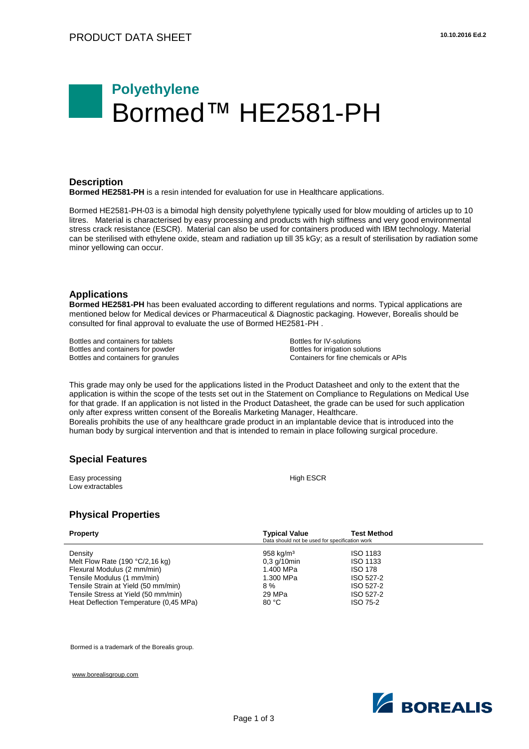PRODUCT DATA SHEET

10.10.2016 Ed.2

# Polyethylene
# Bormed™ HE2581-PH

## Description

**Bormed HE2581-PH** is a resin intended for evaluation for use in Healthcare applications.

Bormed HE2581-PH-03 is a bimodal high density polyethylene typically used for blow moulding of articles up to 10 litres. Material is characterised by easy processing and products with high stiffness and very good environmental stress crack resistance (ESCR). Material can also be used for containers produced with IBM technology. Material can be sterilised with ethylene oxide, steam and radiation up till 35 kGy; as a result of sterilisation by radiation some minor yellowing can occur.

## Applications

**Bormed HE2581-PH** has been evaluated according to different regulations and norms. Typical applications are mentioned below for Medical devices or Pharmaceutical & Diagnostic packaging. However, Borealis should be consulted for final approval to evaluate the use of Bormed HE2581-PH .

Bottles and containers for tablets
Bottles and containers for powder
Bottles and containers for granules
Bottles for IV-solutions
Bottles for irrigation solutions
Containers for fine chemicals or APIs

This grade may only be used for the applications listed in the Product Datasheet and only to the extent that the application is within the scope of the tests set out in the Statement on Compliance to Regulations on Medical Use for that grade. If an application is not listed in the Product Datasheet, the grade can be used for such application only after express written consent of the Borealis Marketing Manager, Healthcare.
Borealis prohibits the use of any healthcare grade product in an implantable device that is introduced into the human body by surgical intervention and that is intended to remain in place following surgical procedure.

## Special Features

Easy processing
Low extractables
High ESCR

## Physical Properties

| Property | Typical Value<br>Data should not be used for specification work | Test Method |
|---|---|---|
| Density | 958 kg/m³ | ISO 1183 |
| Melt Flow Rate (190 °C/2,16 kg) | 0,3 g/10min | ISO 1133 |
| Flexural Modulus (2 mm/min) | 1.400 MPa | ISO 178 |
| Tensile Modulus (1 mm/min) | 1.300 MPa | ISO 527-2 |
| Tensile Strain at Yield (50 mm/min) | 8 % | ISO 527-2 |
| Tensile Stress at Yield (50 mm/min) | 29 MPa | ISO 527-2 |
| Heat Deflection Temperature (0,45 MPa) | 80 °C | ISO 75-2 |

Bormed is a trademark of the Borealis group.

www.borealisgroup.com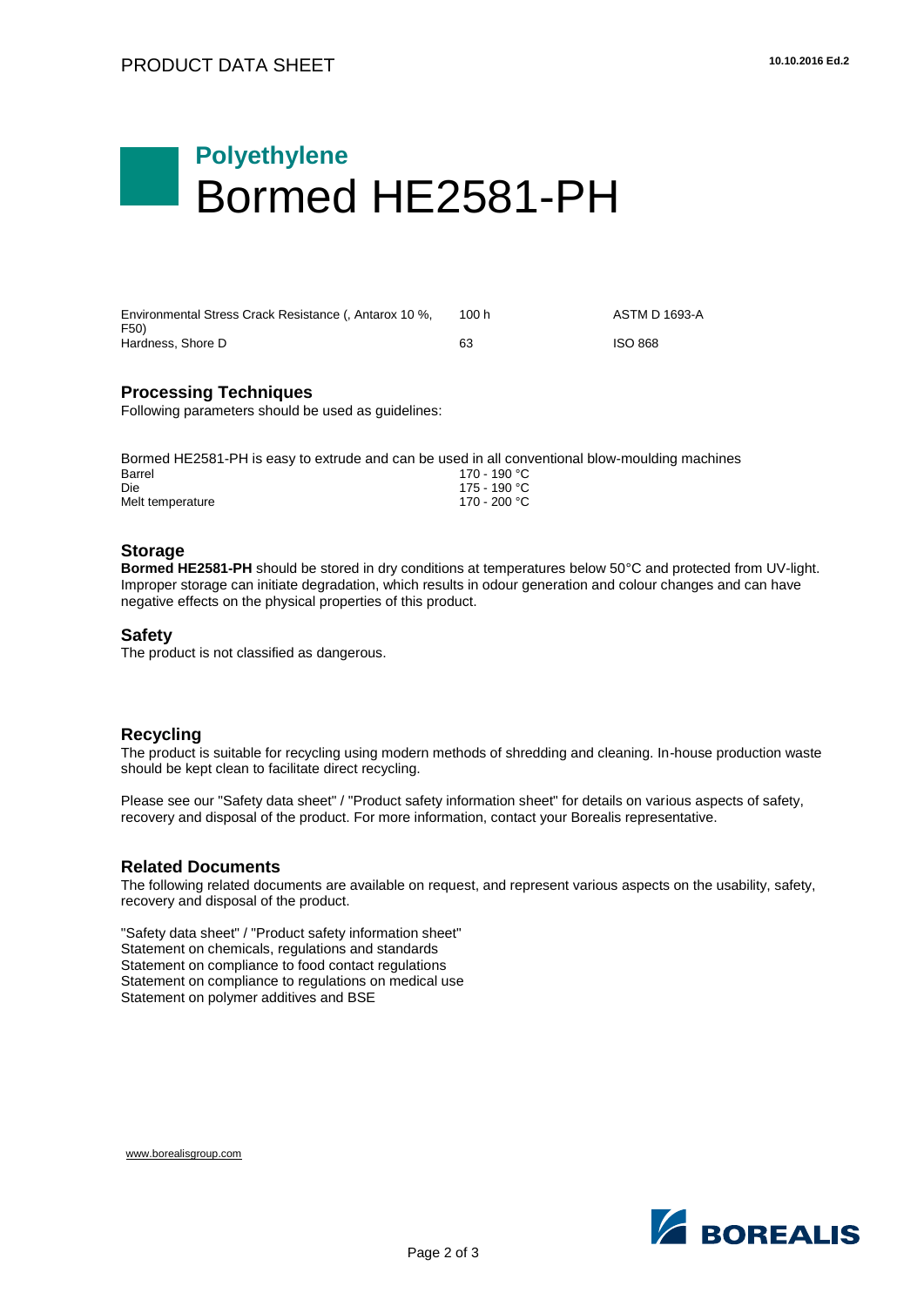| | | |
|---|---|---|
| Environmental Stress Crack Resistance (, Antarox 10 %, F50) | 100 h | ASTM D 1693-A |
| Hardness, Shore D | 63 | ISO 868 |

## Processing Techniques

Following parameters should be used as guidelines:

Bormed HE2581-PH is easy to extrude and can be used in all conventional blow-moulding machines

| | |
|---|---|
| Barrel | 170 - 190 °C |
| Die | 175 - 190 °C |
| Melt temperature | 170 - 200 °C |

## Storage

**Bormed HE2581-PH** should be stored in dry conditions at temperatures below 50°C and protected from UV-light. Improper storage can initiate degradation, which results in odour generation and colour changes and can have negative effects on the physical properties of this product.

## Safety

The product is not classified as dangerous.

## Recycling

The product is suitable for recycling using modern methods of shredding and cleaning. In-house production waste should be kept clean to facilitate direct recycling.

Please see our "Safety data sheet" / "Product safety information sheet" for details on various aspects of safety, recovery and disposal of the product. For more information, contact your Borealis representative.

## Related Documents

The following related documents are available on request, and represent various aspects on the usability, safety, recovery and disposal of the product.

"Safety data sheet" / "Product safety information sheet"
Statement on chemicals, regulations and standards
Statement on compliance to food contact regulations
Statement on compliance to regulations on medical use
Statement on polymer additives and BSE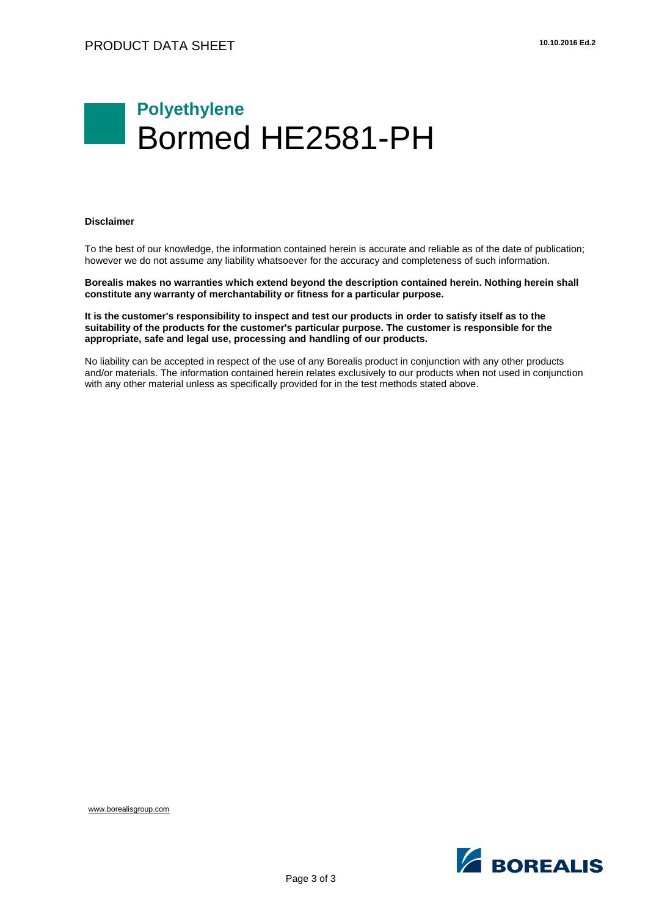# Polyethylene
# Bormed HE2581-PH

**Disclaimer**

To the best of our knowledge, the information contained herein is accurate and reliable as of the date of publication; however we do not assume any liability whatsoever for the accuracy and completeness of such information.

**Borealis makes no warranties which extend beyond the description contained herein. Nothing herein shall constitute any warranty of merchantability or fitness for a particular purpose.**

**It is the customer's responsibility to inspect and test our products in order to satisfy itself as to the suitability of the products for the customer's particular purpose. The customer is responsible for the appropriate, safe and legal use, processing and handling of our products.**

No liability can be accepted in respect of the use of any Borealis product in conjunction with any other products and/or materials. The information contained herein relates exclusively to our products when not used in conjunction with any other material unless as specifically provided for in the test methods stated above.

www.borealisgroup.com